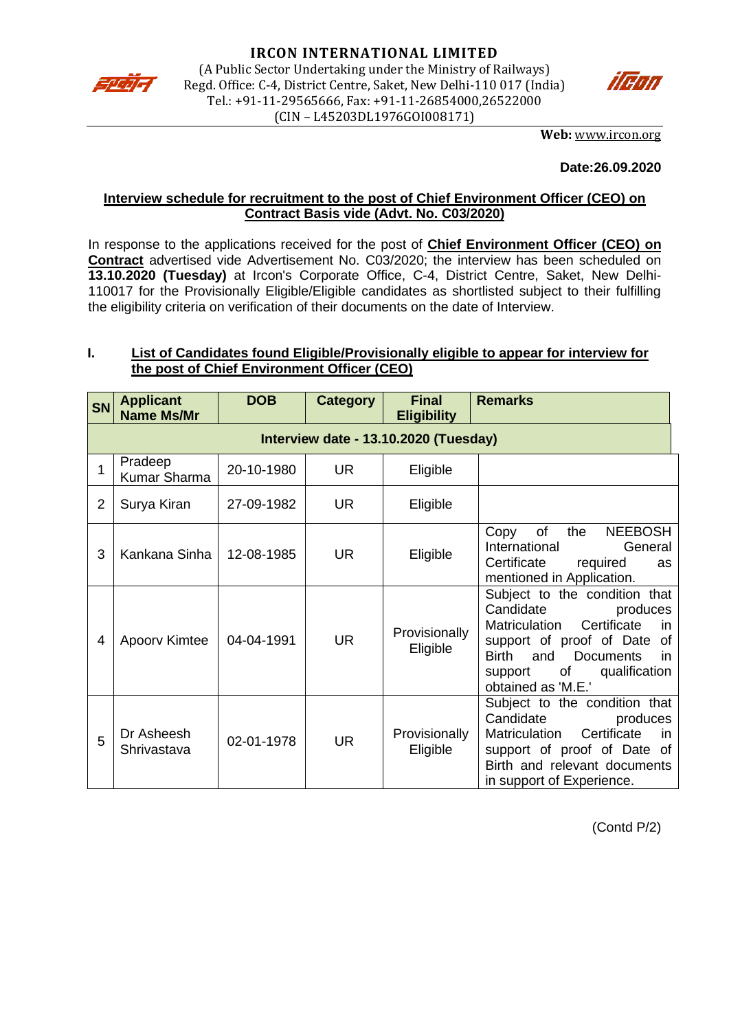**IRCON INTERNATIONAL LIMITED**

(A Public Sector Undertaking under the Ministry of Railways)
Regd. Office: C-4, District Centre, Saket, New Delhi-110 017 (India)
Tel.: +91-11-29565666, Fax: +91-11-26854000,26522000
(CIN – L45203DL1976GOI008171)

**Web:** www.ircon.org

**Date:26.09.2020**

**Interview schedule for recruitment to the post of Chief Environment Officer (CEO) on Contract Basis vide (Advt. No. C03/2020)**

In response to the applications received for the post of **Chief Environment Officer (CEO) on Contract** advertised vide Advertisement No. C03/2020; the interview has been scheduled on **13.10.2020 (Tuesday)** at Ircon's Corporate Office, C-4, District Centre, Saket, New Delhi-110017 for the Provisionally Eligible/Eligible candidates as shortlisted subject to their fulfilling the eligibility criteria on verification of their documents on the date of Interview.

**I. List of Candidates found Eligible/Provisionally eligible to appear for interview for the post of Chief Environment Officer (CEO)**

| SN | Applicant Name Ms/Mr | DOB | Category | Final Eligibility | Remarks |
|---|---|---|---|---|---|
| **Interview date - 13.10.2020 (Tuesday)** | | | | | |
| 1 | Pradeep Kumar Sharma | 20-10-1980 | UR | Eligible | |
| 2 | Surya Kiran | 27-09-1982 | UR | Eligible | |
| 3 | Kankana Sinha | 12-08-1985 | UR | Eligible | Copy of the NEEBOSH International General Certificate required as mentioned in Application. |
| 4 | Apoorv Kimtee | 04-04-1991 | UR | Provisionally Eligible | Subject to the condition that Candidate produces Matriculation Certificate in support of proof of Date of Birth and Documents in support of qualification obtained as 'M.E.' |
| 5 | Dr Asheesh Shrivastava | 02-01-1978 | UR | Provisionally Eligible | Subject to the condition that Candidate produces Matriculation Certificate in support of proof of Date of Birth and relevant documents in support of Experience. |

(Contd P/2)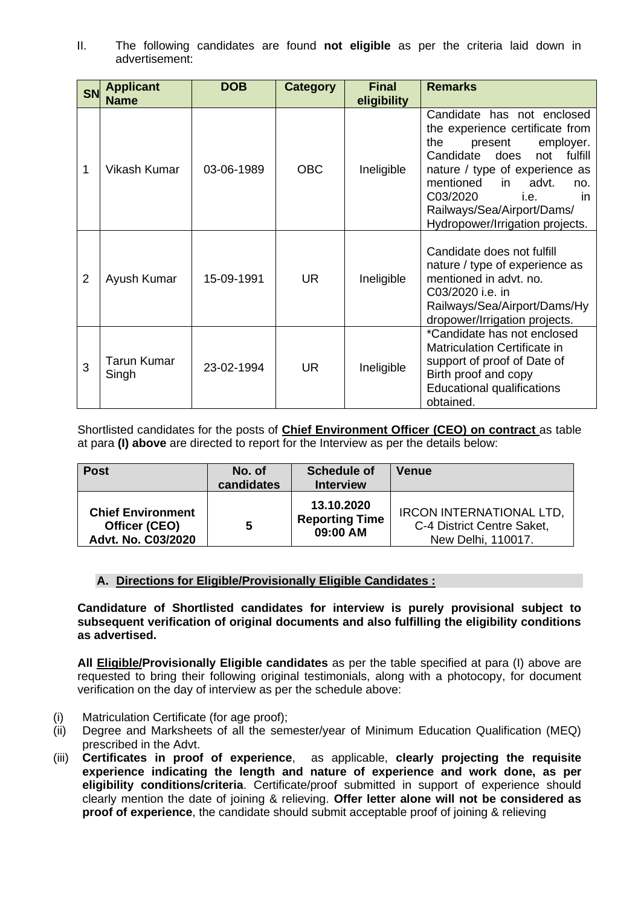II. The following candidates are found **not eligible** as per the criteria laid down in advertisement:

| SN | Applicant Name | DOB | Category | Final eligibility | Remarks |
|---|---|---|---|---|---|
| 1 | Vikash Kumar | 03-06-1989 | OBC | Ineligible | Candidate has not enclosed the experience certificate from the present employer. Candidate does not fulfill nature / type of experience as mentioned in advt. no. C03/2020 i.e. in Railways/Sea/Airport/Dams/ Hydropower/Irrigation projects. |
| 2 | Ayush Kumar | 15-09-1991 | UR | Ineligible | Candidate does not fulfill nature / type of experience as mentioned in advt. no. C03/2020 i.e. in Railways/Sea/Airport/Dams/Hydropower/Irrigation projects. |
| 3 | Tarun Kumar Singh | 23-02-1994 | UR | Ineligible | *Candidate has not enclosed Matriculation Certificate in support of proof of Date of Birth proof and copy Educational qualifications obtained. |

Shortlisted candidates for the posts of **Chief Environment Officer (CEO) on contract** as table at para **(I) above** are directed to report for the Interview as per the details below:

| Post | No. of candidates | Schedule of Interview | Venue |
|---|---|---|---|
| **Chief Environment Officer (CEO) Advt. No. C03/2020** | **5** | **13.10.2020 Reporting Time 09:00 AM** | IRCON INTERNATIONAL LTD, C-4 District Centre Saket, New Delhi, 110017. |

### A. Directions for Eligible/Provisionally Eligible Candidates :

**Candidature of Shortlisted candidates for interview is purely provisional subject to subsequent verification of original documents and also fulfilling the eligibility conditions as advertised.**

**All Eligible/Provisionally Eligible candidates** as per the table specified at para (I) above are requested to bring their following original testimonials, along with a photocopy, for document verification on the day of interview as per the schedule above:

(i) Matriculation Certificate (for age proof);

(ii) Degree and Marksheets of all the semester/year of Minimum Education Qualification (MEQ) prescribed in the Advt.

(iii) **Certificates in proof of experience**, as applicable, **clearly projecting the requisite experience indicating the length and nature of experience and work done, as per eligibility conditions/criteria**. Certificate/proof submitted in support of experience should clearly mention the date of joining & relieving. **Offer letter alone will not be considered as proof of experience**, the candidate should submit acceptable proof of joining & relieving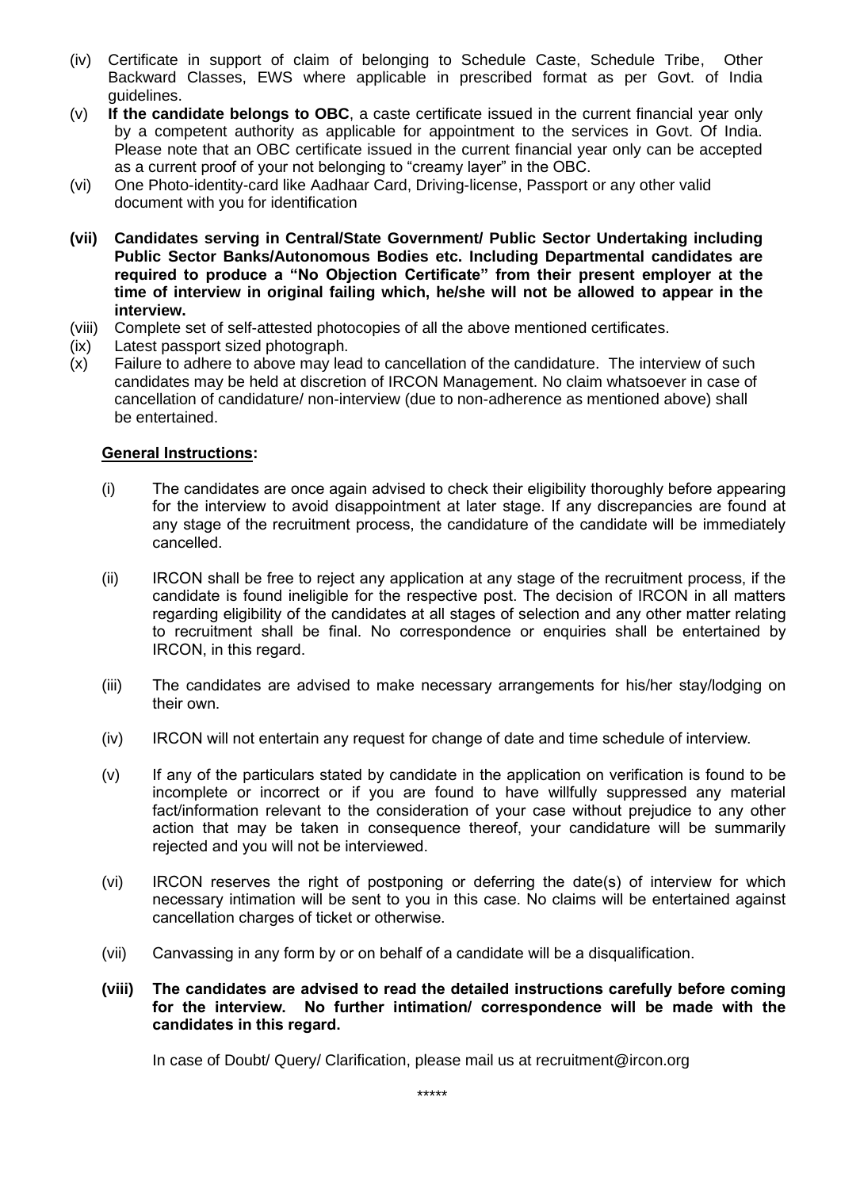(iv) Certificate in support of claim of belonging to Schedule Caste, Schedule Tribe, Other Backward Classes, EWS where applicable in prescribed format as per Govt. of India guidelines.

(v) **If the candidate belongs to OBC**, a caste certificate issued in the current financial year only by a competent authority as applicable for appointment to the services in Govt. Of India. Please note that an OBC certificate issued in the current financial year only can be accepted as a current proof of your not belonging to "creamy layer" in the OBC.

(vi) One Photo-identity-card like Aadhaar Card, Driving-license, Passport or any other valid document with you for identification

**(vii) Candidates serving in Central/State Government/ Public Sector Undertaking including Public Sector Banks/Autonomous Bodies etc. Including Departmental candidates are required to produce a "No Objection Certificate" from their present employer at the time of interview in original failing which, he/she will not be allowed to appear in the interview.**

(viii) Complete set of self-attested photocopies of all the above mentioned certificates.

(ix) Latest passport sized photograph.

(x) Failure to adhere to above may lead to cancellation of the candidature. The interview of such candidates may be held at discretion of IRCON Management. No claim whatsoever in case of cancellation of candidature/ non-interview (due to non-adherence as mentioned above) shall be entertained.

**<u>General Instructions</u>:**

(i) The candidates are once again advised to check their eligibility thoroughly before appearing for the interview to avoid disappointment at later stage. If any discrepancies are found at any stage of the recruitment process, the candidature of the candidate will be immediately cancelled.

(ii) IRCON shall be free to reject any application at any stage of the recruitment process, if the candidate is found ineligible for the respective post. The decision of IRCON in all matters regarding eligibility of the candidates at all stages of selection and any other matter relating to recruitment shall be final. No correspondence or enquiries shall be entertained by IRCON, in this regard.

(iii) The candidates are advised to make necessary arrangements for his/her stay/lodging on their own.

(iv) IRCON will not entertain any request for change of date and time schedule of interview.

(v) If any of the particulars stated by candidate in the application on verification is found to be incomplete or incorrect or if you are found to have willfully suppressed any material fact/information relevant to the consideration of your case without prejudice to any other action that may be taken in consequence thereof, your candidature will be summarily rejected and you will not be interviewed.

(vi) IRCON reserves the right of postponing or deferring the date(s) of interview for which necessary intimation will be sent to you in this case. No claims will be entertained against cancellation charges of ticket or otherwise.

(vii) Canvassing in any form by or on behalf of a candidate will be a disqualification.

**(viii) The candidates are advised to read the detailed instructions carefully before coming for the interview. No further intimation/ correspondence will be made with the candidates in this regard.**

In case of Doubt/ Query/ Clarification, please mail us at recruitment@ircon.org

*****